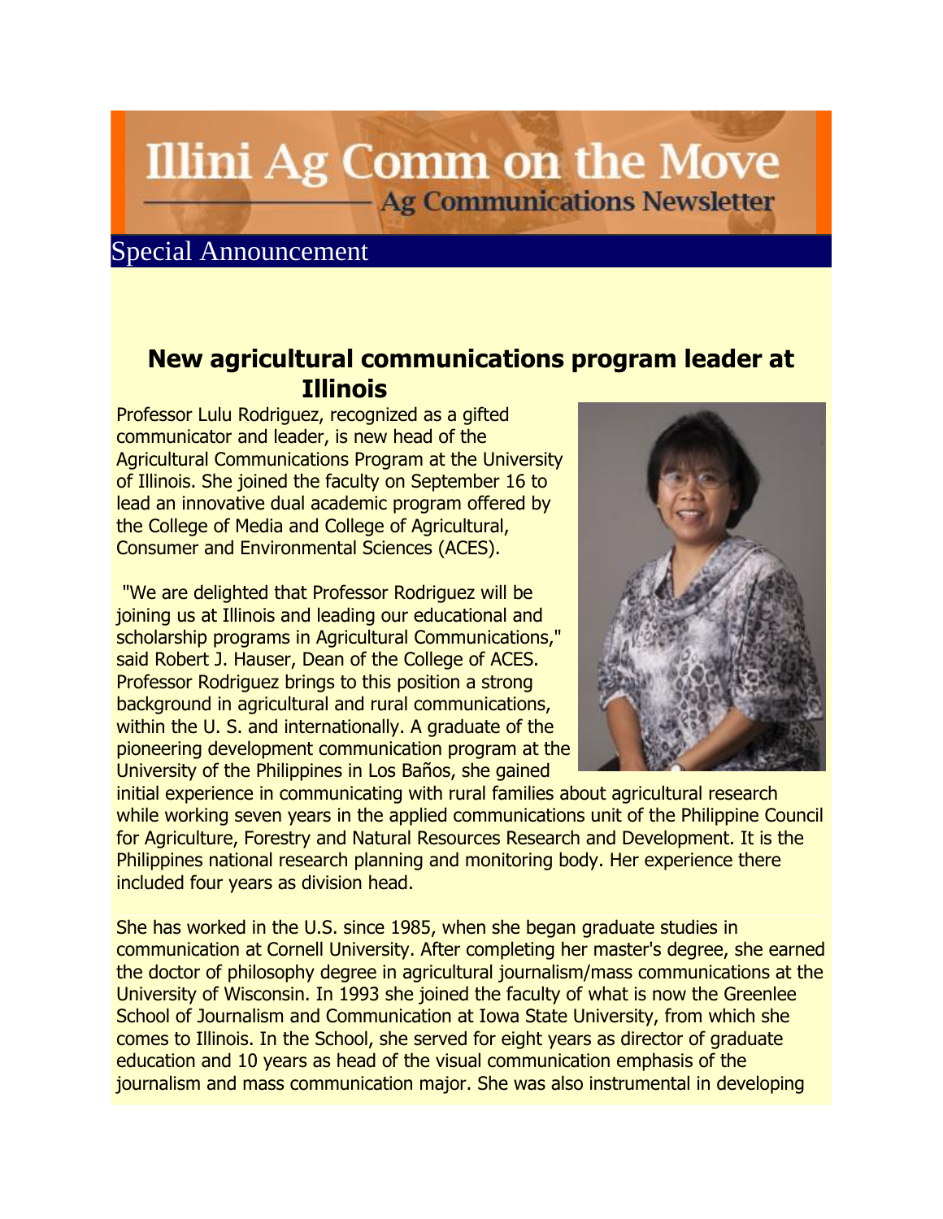# Illini Ag Comm on the Move

## Ag Communications Newsletter

Special Announcement

## New agricultural communications program leader at Illinois

Professor Lulu Rodriguez, recognized as a gifted communicator and leader, is new head of the Agricultural Communications Program at the University of Illinois. She joined the faculty on September 16 to lead an innovative dual academic program offered by the College of Media and College of Agricultural, Consumer and Environmental Sciences (ACES).

"We are delighted that Professor Rodriguez will be joining us at Illinois and leading our educational and scholarship programs in Agricultural Communications," said Robert J. Hauser, Dean of the College of ACES. Professor Rodriguez brings to this position a strong background in agricultural and rural communications, within the U. S. and internationally. A graduate of the pioneering development communication program at the University of the Philippines in Los Baños, she gained initial experience in communicating with rural families about agricultural research while working seven years in the applied communications unit of the Philippine Council for Agriculture, Forestry and Natural Resources Research and Development. It is the Philippines national research planning and monitoring body. Her experience there included four years as division head.

She has worked in the U.S. since 1985, when she began graduate studies in communication at Cornell University. After completing her master's degree, she earned the doctor of philosophy degree in agricultural journalism/mass communications at the University of Wisconsin. In 1993 she joined the faculty of what is now the Greenlee School of Journalism and Communication at Iowa State University, from which she comes to Illinois. In the School, she served for eight years as director of graduate education and 10 years as head of the visual communication emphasis of the journalism and mass communication major. She was also instrumental in developing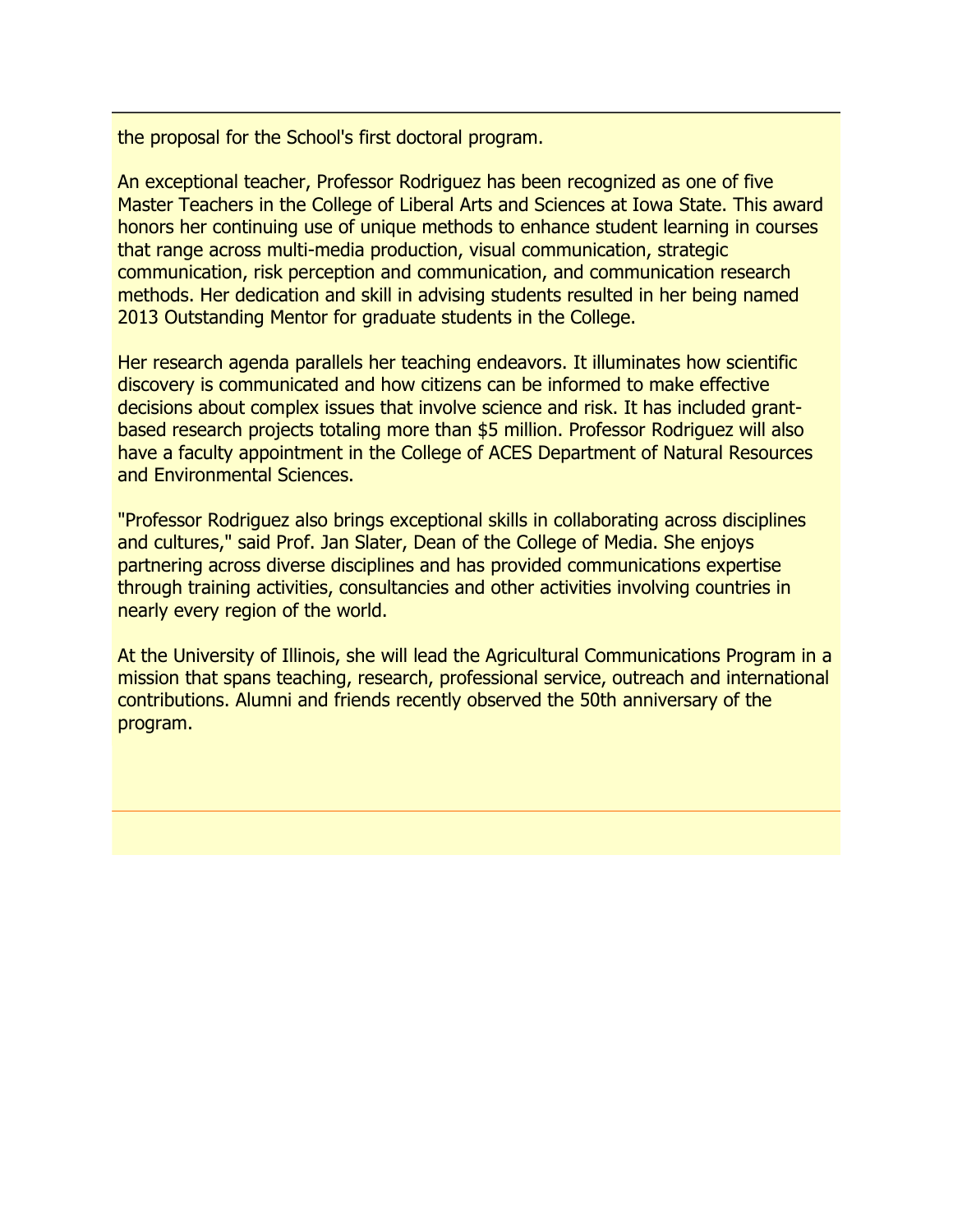the proposal for the School's first doctoral program.

An exceptional teacher, Professor Rodriguez has been recognized as one of five Master Teachers in the College of Liberal Arts and Sciences at Iowa State. This award honors her continuing use of unique methods to enhance student learning in courses that range across multi-media production, visual communication, strategic communication, risk perception and communication, and communication research methods. Her dedication and skill in advising students resulted in her being named 2013 Outstanding Mentor for graduate students in the College.

Her research agenda parallels her teaching endeavors. It illuminates how scientific discovery is communicated and how citizens can be informed to make effective decisions about complex issues that involve science and risk. It has included grant-based research projects totaling more than $5 million. Professor Rodriguez will also have a faculty appointment in the College of ACES Department of Natural Resources and Environmental Sciences.

"Professor Rodriguez also brings exceptional skills in collaborating across disciplines and cultures," said Prof. Jan Slater, Dean of the College of Media. She enjoys partnering across diverse disciplines and has provided communications expertise through training activities, consultancies and other activities involving countries in nearly every region of the world.

At the University of Illinois, she will lead the Agricultural Communications Program in a mission that spans teaching, research, professional service, outreach and international contributions. Alumni and friends recently observed the 50th anniversary of the program.